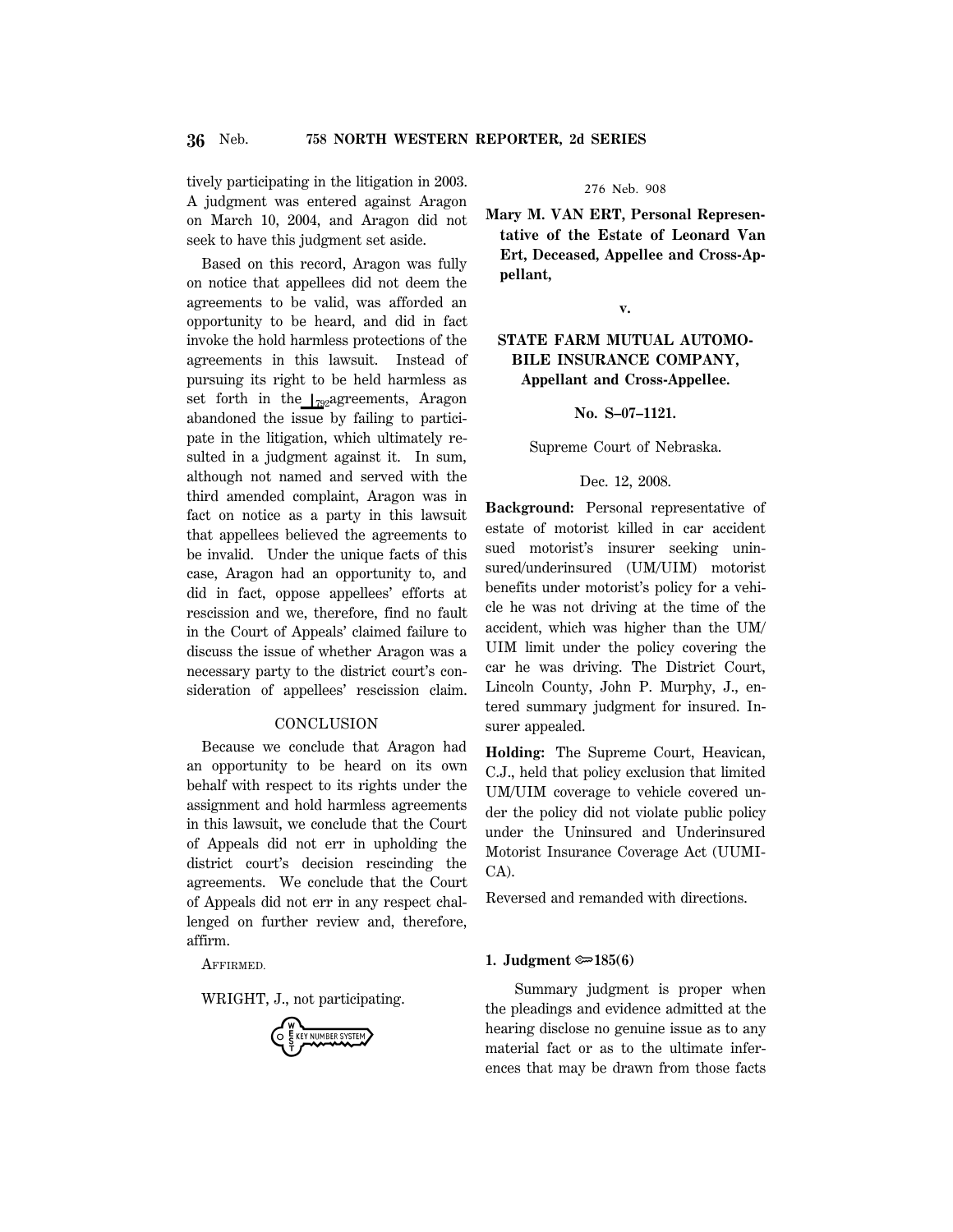tively participating in the litigation in 2003. A judgment was entered against Aragon on March 10, 2004, and Aragon did not seek to have this judgment set aside.

Based on this record, Aragon was fully on notice that appellees did not deem the agreements to be valid, was afforded an opportunity to be heard, and did in fact invoke the hold harmless protections of the agreements in this lawsuit. Instead of pursuing its right to be held harmless as set forth in the ⊥792 agreements, Aragon abandoned the issue by failing to participate in the litigation, which ultimately resulted in a judgment against it. In sum, although not named and served with the third amended complaint, Aragon was in fact on notice as a party in this lawsuit that appellees believed the agreements to be invalid. Under the unique facts of this case, Aragon had an opportunity to, and did in fact, oppose appellees' efforts at rescission and we, therefore, find no fault in the Court of Appeals' claimed failure to discuss the issue of whether Aragon was a necessary party to the district court's consideration of appellees' rescission claim.

## CONCLUSION

Because we conclude that Aragon had an opportunity to be heard on its own behalf with respect to its rights under the assignment and hold harmless agreements in this lawsuit, we conclude that the Court of Appeals did not err in upholding the district court's decision rescinding the agreements. We conclude that the Court of Appeals did not err in any respect challenged on further review and, therefore, affirm.

AFFIRMED.

WRIGHT, J., not participating.

---

276 Neb. 908

**Mary M. VAN ERT, Personal Representative of the Estate of Leonard Van Ert, Deceased, Appellee and Cross-Appellant,**

**v.**

**STATE FARM MUTUAL AUTOMOBILE INSURANCE COMPANY, Appellant and Cross-Appellee.**

**No. S–07–1121.**

Supreme Court of Nebraska.

Dec. 12, 2008.

**Background:** Personal representative of estate of motorist killed in car accident sued motorist's insurer seeking uninsured/underinsured (UM/UIM) motorist benefits under motorist's policy for a vehicle he was not driving at the time of the accident, which was higher than the UM/UIM limit under the policy covering the car he was driving. The District Court, Lincoln County, John P. Murphy, J., entered summary judgment for insured. Insurer appealed.

**Holding:** The Supreme Court, Heavican, C.J., held that policy exclusion that limited UM/UIM coverage to vehicle covered under the policy did not violate public policy under the Uninsured and Underinsured Motorist Insurance Coverage Act (UUMICA).

Reversed and remanded with directions.

**1. Judgment ⚷185(6)**

Summary judgment is proper when the pleadings and evidence admitted at the hearing disclose no genuine issue as to any material fact or as to the ultimate inferences that may be drawn from those facts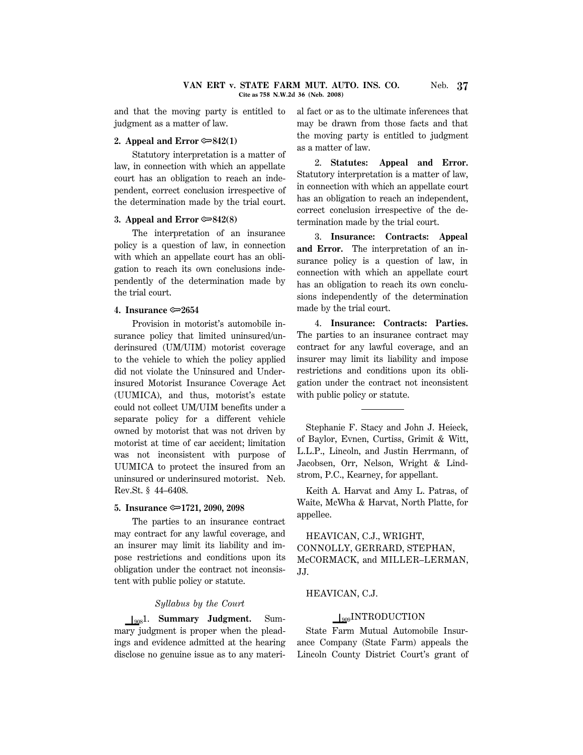and that the moving party is entitled to judgment as a matter of law.

**2. Appeal and Error ⇔842(1)**

Statutory interpretation is a matter of law, in connection with which an appellate court has an obligation to reach an independent, correct conclusion irrespective of the determination made by the trial court.

**3. Appeal and Error ⇔842(8)**

The interpretation of an insurance policy is a question of law, in connection with which an appellate court has an obligation to reach its own conclusions independently of the determination made by the trial court.

**4. Insurance ⇔2654**

Provision in motorist's automobile insurance policy that limited uninsured/underinsured (UM/UIM) motorist coverage to the vehicle to which the policy applied did not violate the Uninsured and Underinsured Motorist Insurance Coverage Act (UUMICA), and thus, motorist's estate could not collect UM/UIM benefits under a separate policy for a different vehicle owned by motorist that was not driven by motorist at time of car accident; limitation was not inconsistent with purpose of UUMICA to protect the insured from an uninsured or underinsured motorist. Neb. Rev.St. § 44–6408.

**5. Insurance ⇔1721, 2090, 2098**

The parties to an insurance contract may contract for any lawful coverage, and an insurer may limit its liability and impose restrictions and conditions upon its obligation under the contract not inconsistent with public policy or statute.

*Syllabus by the Court*

908 1. **Summary Judgment.** Summary judgment is proper when the pleadings and evidence admitted at the hearing disclose no genuine issue as to any material fact or as to the ultimate inferences that may be drawn from those facts and that the moving party is entitled to judgment as a matter of law.

2. **Statutes: Appeal and Error.** Statutory interpretation is a matter of law, in connection with which an appellate court has an obligation to reach an independent, correct conclusion irrespective of the determination made by the trial court.

3. **Insurance: Contracts: Appeal and Error.** The interpretation of an insurance policy is a question of law, in connection with which an appellate court has an obligation to reach its own conclusions independently of the determination made by the trial court.

4. **Insurance: Contracts: Parties.** The parties to an insurance contract may contract for any lawful coverage, and an insurer may limit its liability and impose restrictions and conditions upon its obligation under the contract not inconsistent with public policy or statute.

---

Stephanie F. Stacy and John J. Heieck, of Baylor, Evnen, Curtiss, Grimit & Witt, L.L.P., Lincoln, and Justin Herrmann, of Jacobsen, Orr, Nelson, Wright & Lindstrom, P.C., Kearney, for appellant.

Keith A. Harvat and Amy L. Patras, of Waite, McWha & Harvat, North Platte, for appellee.

HEAVICAN, C.J., WRIGHT, CONNOLLY, GERRARD, STEPHAN, McCORMACK, and MILLER–LERMAN, JJ.

HEAVICAN, C.J.

## 909 INTRODUCTION

State Farm Mutual Automobile Insurance Company (State Farm) appeals the Lincoln County District Court's grant of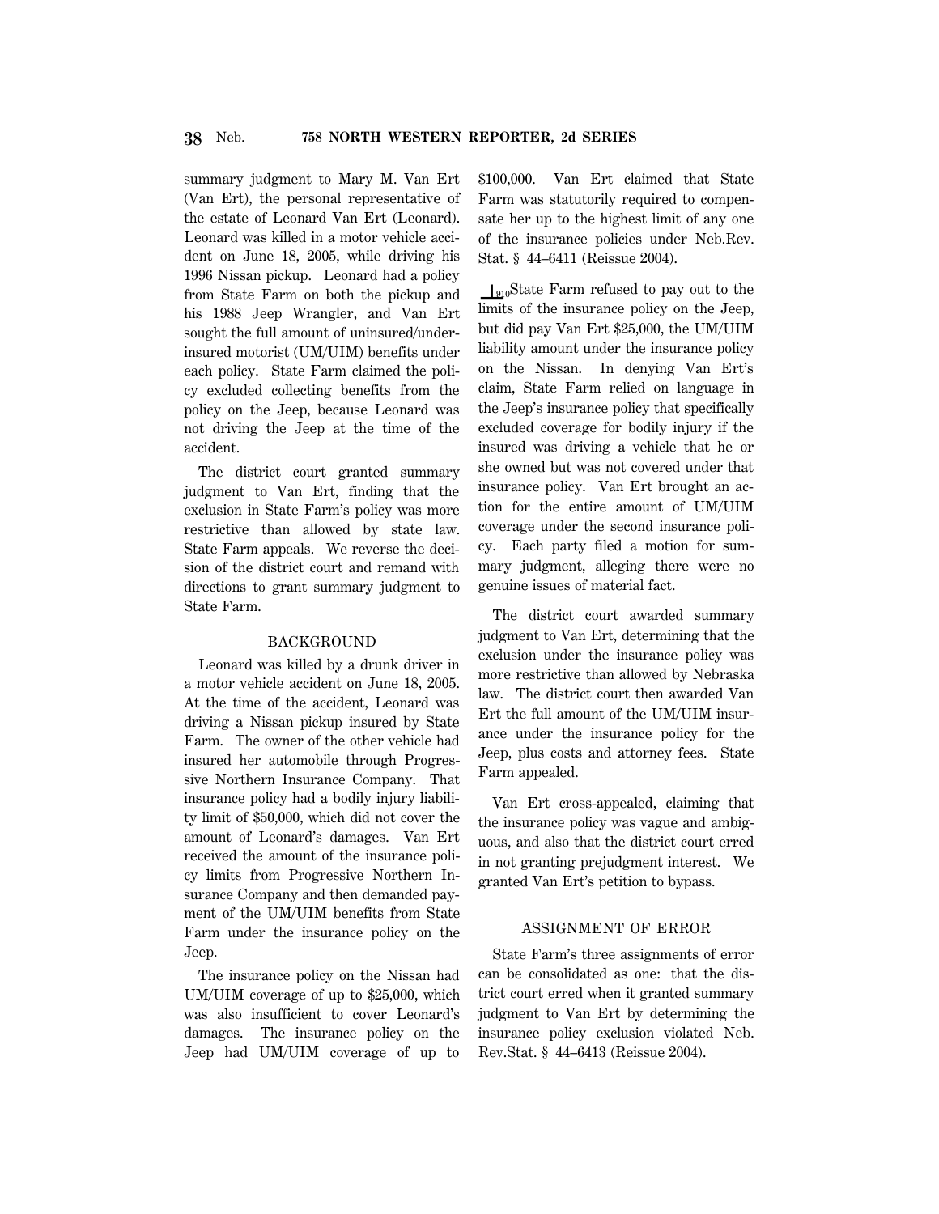summary judgment to Mary M. Van Ert (Van Ert), the personal representative of the estate of Leonard Van Ert (Leonard). Leonard was killed in a motor vehicle accident on June 18, 2005, while driving his 1996 Nissan pickup. Leonard had a policy from State Farm on both the pickup and his 1988 Jeep Wrangler, and Van Ert sought the full amount of uninsured/underinsured motorist (UM/UIM) benefits under each policy. State Farm claimed the policy excluded collecting benefits from the policy on the Jeep, because Leonard was not driving the Jeep at the time of the accident.

The district court granted summary judgment to Van Ert, finding that the exclusion in State Farm's policy was more restrictive than allowed by state law. State Farm appeals. We reverse the decision of the district court and remand with directions to grant summary judgment to State Farm.

## BACKGROUND

Leonard was killed by a drunk driver in a motor vehicle accident on June 18, 2005. At the time of the accident, Leonard was driving a Nissan pickup insured by State Farm. The owner of the other vehicle had insured her automobile through Progressive Northern Insurance Company. That insurance policy had a bodily injury liability limit of $50,000, which did not cover the amount of Leonard's damages. Van Ert received the amount of the insurance policy limits from Progressive Northern Insurance Company and then demanded payment of the UM/UIM benefits from State Farm under the insurance policy on the Jeep.

The insurance policy on the Nissan had UM/UIM coverage of up to $25,000, which was also insufficient to cover Leonard's damages. The insurance policy on the Jeep had UM/UIM coverage of up to $100,000. Van Ert claimed that State Farm was statutorily required to compensate her up to the highest limit of any one of the insurance policies under Neb.Rev. Stat. § 44–6411 (Reissue 2004).

[910]State Farm refused to pay out to the limits of the insurance policy on the Jeep, but did pay Van Ert $25,000, the UM/UIM liability amount under the insurance policy on the Nissan. In denying Van Ert's claim, State Farm relied on language in the Jeep's insurance policy that specifically excluded coverage for bodily injury if the insured was driving a vehicle that he or she owned but was not covered under that insurance policy. Van Ert brought an action for the entire amount of UM/UIM coverage under the second insurance policy. Each party filed a motion for summary judgment, alleging there were no genuine issues of material fact.

The district court awarded summary judgment to Van Ert, determining that the exclusion under the insurance policy was more restrictive than allowed by Nebraska law. The district court then awarded Van Ert the full amount of the UM/UIM insurance under the insurance policy for the Jeep, plus costs and attorney fees. State Farm appealed.

Van Ert cross-appealed, claiming that the insurance policy was vague and ambiguous, and also that the district court erred in not granting prejudgment interest. We granted Van Ert's petition to bypass.

## ASSIGNMENT OF ERROR

State Farm's three assignments of error can be consolidated as one: that the district court erred when it granted summary judgment to Van Ert by determining the insurance policy exclusion violated Neb. Rev.Stat. § 44–6413 (Reissue 2004).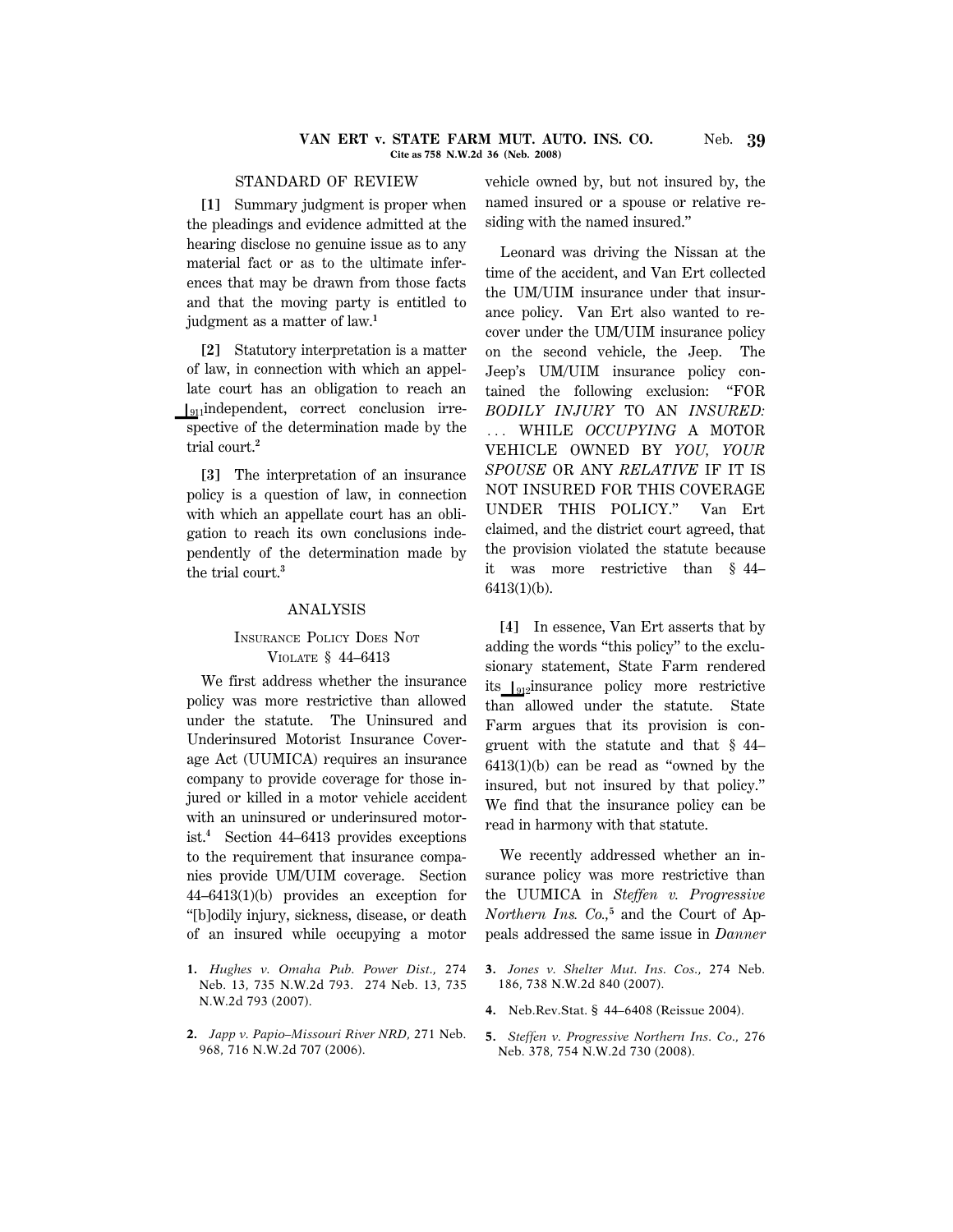## STANDARD OF REVIEW

**[1]** Summary judgment is proper when the pleadings and evidence admitted at the hearing disclose no genuine issue as to any material fact or as to the ultimate inferences that may be drawn from those facts and that the moving party is entitled to judgment as a matter of law.[1]

**[2]** Statutory interpretation is a matter of law, in connection with which an appellate court has an obligation to reach an ⌊911independent, correct conclusion irrespective of the determination made by the trial court.[2]

**[3]** The interpretation of an insurance policy is a question of law, in connection with which an appellate court has an obligation to reach its own conclusions independently of the determination made by the trial court.[3]

## ANALYSIS

### Insurance Policy Does Not Violate § 44–6413

We first address whether the insurance policy was more restrictive than allowed under the statute. The Uninsured and Underinsured Motorist Insurance Coverage Act (UUMICA) requires an insurance company to provide coverage for those injured or killed in a motor vehicle accident with an uninsured or underinsured motorist.[4] Section 44–6413 provides exceptions to the requirement that insurance companies provide UM/UIM coverage. Section 44–6413(1)(b) provides an exception for "[b]odily injury, sickness, disease, or death of an insured while occupying a motor vehicle owned by, but not insured by, the named insured or a spouse or relative residing with the named insured."

Leonard was driving the Nissan at the time of the accident, and Van Ert collected the UM/UIM insurance under that insurance policy. Van Ert also wanted to recover under the UM/UIM insurance policy on the second vehicle, the Jeep. The Jeep's UM/UIM insurance policy contained the following exclusion: "FOR *BODILY INJURY* TO AN *INSURED:* . . . WHILE *OCCUPYING* A MOTOR VEHICLE OWNED BY *YOU, YOUR SPOUSE* OR ANY *RELATIVE* IF IT IS NOT INSURED FOR THIS COVERAGE UNDER THIS POLICY." Van Ert claimed, and the district court agreed, that the provision violated the statute because it was more restrictive than § 44–6413(1)(b).

**[4]** In essence, Van Ert asserts that by adding the words "this policy" to the exclusionary statement, State Farm rendered its ⌊912insurance policy more restrictive than allowed under the statute. State Farm argues that its provision is congruent with the statute and that § 44–6413(1)(b) can be read as "owned by the insured, but not insured by that policy." We find that the insurance policy can be read in harmony with that statute.

We recently addressed whether an insurance policy was more restrictive than the UUMICA in *Steffen v. Progressive Northern Ins. Co.,*[5] and the Court of Appeals addressed the same issue in *Danner*

---

1. *Hughes v. Omaha Pub. Power Dist.,* 274 Neb. 13, 735 N.W.2d 793. 274 Neb. 13, 735 N.W.2d 793 (2007).

2. *Japp v. Papio–Missouri River NRD,* 271 Neb. 968, 716 N.W.2d 707 (2006).

3. *Jones v. Shelter Mut. Ins. Cos.,* 274 Neb. 186, 738 N.W.2d 840 (2007).

4. Neb.Rev.Stat. § 44–6408 (Reissue 2004).

5. *Steffen v. Progressive Northern Ins. Co.,* 276 Neb. 378, 754 N.W.2d 730 (2008).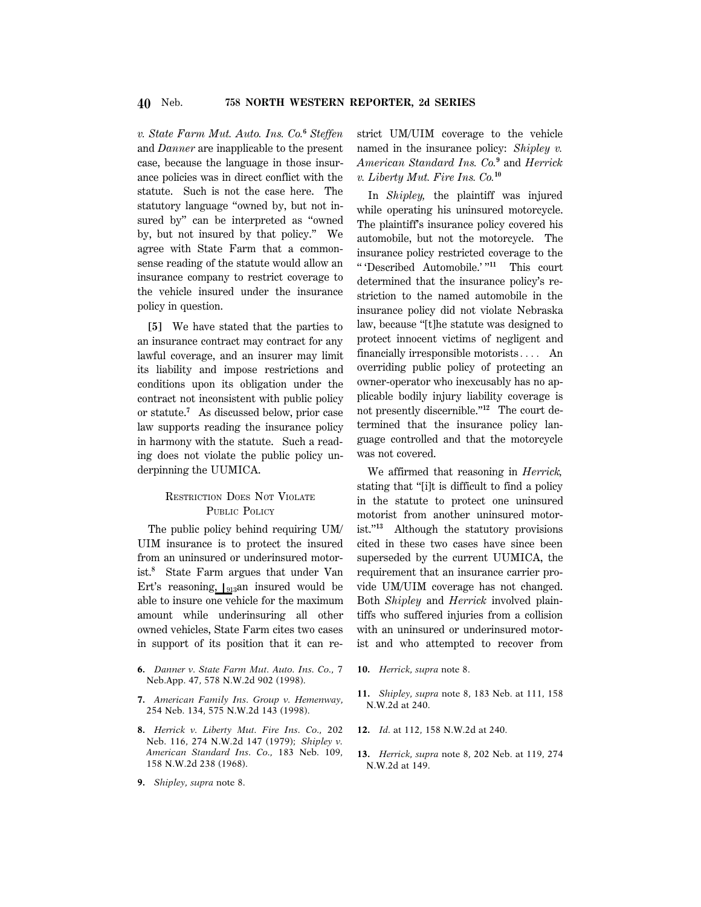*v. State Farm Mut. Auto. Ins. Co.*[6] *Steffen* and *Danner* are inapplicable to the present case, because the language in those insurance policies was in direct conflict with the statute. Such is not the case here. The statutory language "owned by, but not insured by" can be interpreted as "owned by, but not insured by that policy." We agree with State Farm that a commonsense reading of the statute would allow an insurance company to restrict coverage to the vehicle insured under the insurance policy in question.

**[5]** We have stated that the parties to an insurance contract may contract for any lawful coverage, and an insurer may limit its liability and impose restrictions and conditions upon its obligation under the contract not inconsistent with public policy or statute.[7] As discussed below, prior case law supports reading the insurance policy in harmony with the statute. Such a reading does not violate the public policy underpinning the UUMICA.

### Restriction Does Not Violate Public Policy

The public policy behind requiring UM/UIM insurance is to protect the insured from an uninsured or underinsured motorist.[8] State Farm argues that under Van Ert's reasoning, an insured would be able to insure one vehicle for the maximum amount while underinsuring all other owned vehicles, State Farm cites two cases in support of its position that it can restrict UM/UIM coverage to the vehicle named in the insurance policy: *Shipley v. American Standard Ins. Co.*[9] and *Herrick v. Liberty Mut. Fire Ins. Co.*[10]

In *Shipley,* the plaintiff was injured while operating his uninsured motorcycle. The plaintiff's insurance policy covered his automobile, but not the motorcycle. The insurance policy restricted coverage to the " 'Described Automobile.' "[11] This court determined that the insurance policy's restriction to the named automobile in the insurance policy did not violate Nebraska law, because "[t]he statute was designed to protect innocent victims of negligent and financially irresponsible motorists.... An overriding public policy of protecting an owner-operator who inexcusably has no applicable bodily injury liability coverage is not presently discernible."[12] The court determined that the insurance policy language controlled and that the motorcycle was not covered.

We affirmed that reasoning in *Herrick,* stating that "[i]t is difficult to find a policy in the statute to protect one uninsured motorist from another uninsured motorist."[13] Although the statutory provisions cited in these two cases have since been superseded by the current UUMICA, the requirement that an insurance carrier provide UM/UIM coverage has not changed. Both *Shipley* and *Herrick* involved plaintiffs who suffered injuries from a collision with an uninsured or underinsured motorist and who attempted to recover from

---

6. *Danner v. State Farm Mut. Auto. Ins. Co.,* 7 Neb.App. 47, 578 N.W.2d 902 (1998).

7. *American Family Ins. Group v. Hemenway,* 254 Neb. 134, 575 N.W.2d 143 (1998).

8. *Herrick v. Liberty Mut. Fire Ins. Co.,* 202 Neb. 116, 274 N.W.2d 147 (1979); *Shipley v. American Standard Ins. Co.,* 183 Neb. 109, 158 N.W.2d 238 (1968).

9. *Shipley, supra* note 8.

10. *Herrick, supra* note 8.

11. *Shipley, supra* note 8, 183 Neb. at 111, 158 N.W.2d at 240.

12. *Id.* at 112, 158 N.W.2d at 240.

13. *Herrick, supra* note 8, 202 Neb. at 119, 274 N.W.2d at 149.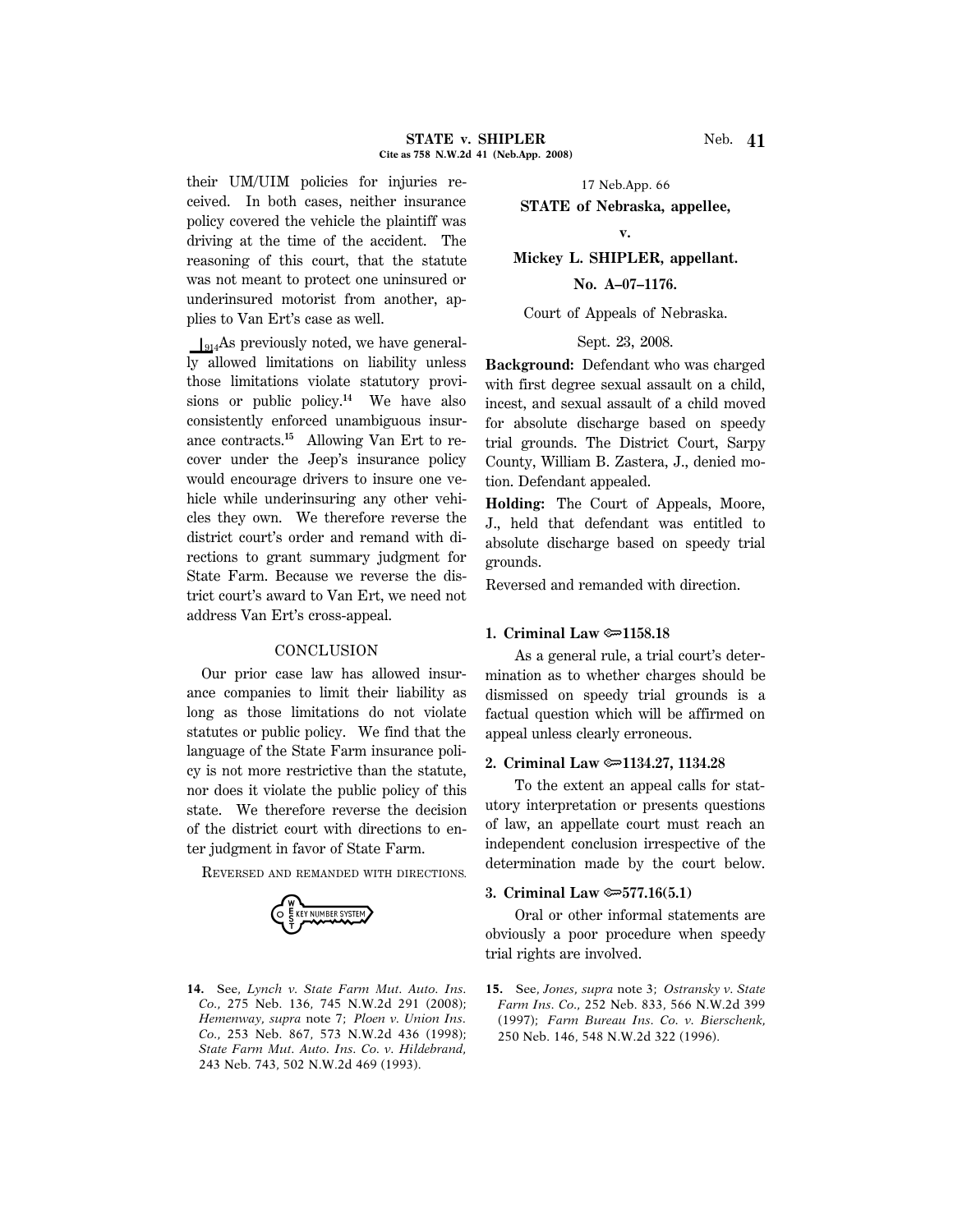their UM/UIM policies for injuries received. In both cases, neither insurance policy covered the vehicle the plaintiff was driving at the time of the accident. The reasoning of this court, that the statute was not meant to protect one uninsured or underinsured motorist from another, applies to Van Ert's case as well.

⌊914As previously noted, we have generally allowed limitations on liability unless those limitations violate statutory provisions or public policy.[14] We have also consistently enforced unambiguous insurance contracts.[15] Allowing Van Ert to recover under the Jeep's insurance policy would encourage drivers to insure one vehicle while underinsuring any other vehicles they own. We therefore reverse the district court's order and remand with directions to grant summary judgment for State Farm. Because we reverse the district court's award to Van Ert, we need not address Van Ert's cross-appeal.

## CONCLUSION

Our prior case law has allowed insurance companies to limit their liability as long as those limitations do not violate statutes or public policy. We find that the language of the State Farm insurance policy is not more restrictive than the statute, nor does it violate the public policy of this state. We therefore reverse the decision of the district court with directions to enter judgment in favor of State Farm.

REVERSED AND REMANDED WITH DIRECTIONS.

14. See, *Lynch v. State Farm Mut. Auto. Ins. Co.,* 275 Neb. 136, 745 N.W.2d 291 (2008); *Hemenway, supra* note 7; *Ploen v. Union Ins. Co.,* 253 Neb. 867, 573 N.W.2d 436 (1998); *State Farm Mut. Auto. Ins. Co. v. Hildebrand,* 243 Neb. 743, 502 N.W.2d 469 (1993).

15. See, *Jones, supra* note 3; *Ostransky v. State Farm Ins. Co.,* 252 Neb. 833, 566 N.W.2d 399 (1997); *Farm Bureau Ins. Co. v. Bierschenk,* 250 Neb. 146, 548 N.W.2d 322 (1996).

17 Neb.App. 66

**STATE of Nebraska, appellee,**

**v.**

**Mickey L. SHIPLER, appellant.**

**No. A–07–1176.**

Court of Appeals of Nebraska.

Sept. 23, 2008.

**Background:** Defendant who was charged with first degree sexual assault on a child, incest, and sexual assault of a child moved for absolute discharge based on speedy trial grounds. The District Court, Sarpy County, William B. Zastera, J., denied motion. Defendant appealed.

**Holding:** The Court of Appeals, Moore, J., held that defendant was entitled to absolute discharge based on speedy trial grounds.

Reversed and remanded with direction.

**1. Criminal Law ⟹1158.18**

As a general rule, a trial court's determination as to whether charges should be dismissed on speedy trial grounds is a factual question which will be affirmed on appeal unless clearly erroneous.

**2. Criminal Law ⟹1134.27, 1134.28**

To the extent an appeal calls for statutory interpretation or presents questions of law, an appellate court must reach an independent conclusion irrespective of the determination made by the court below.

**3. Criminal Law ⟹577.16(5.1)**

Oral or other informal statements are obviously a poor procedure when speedy trial rights are involved.